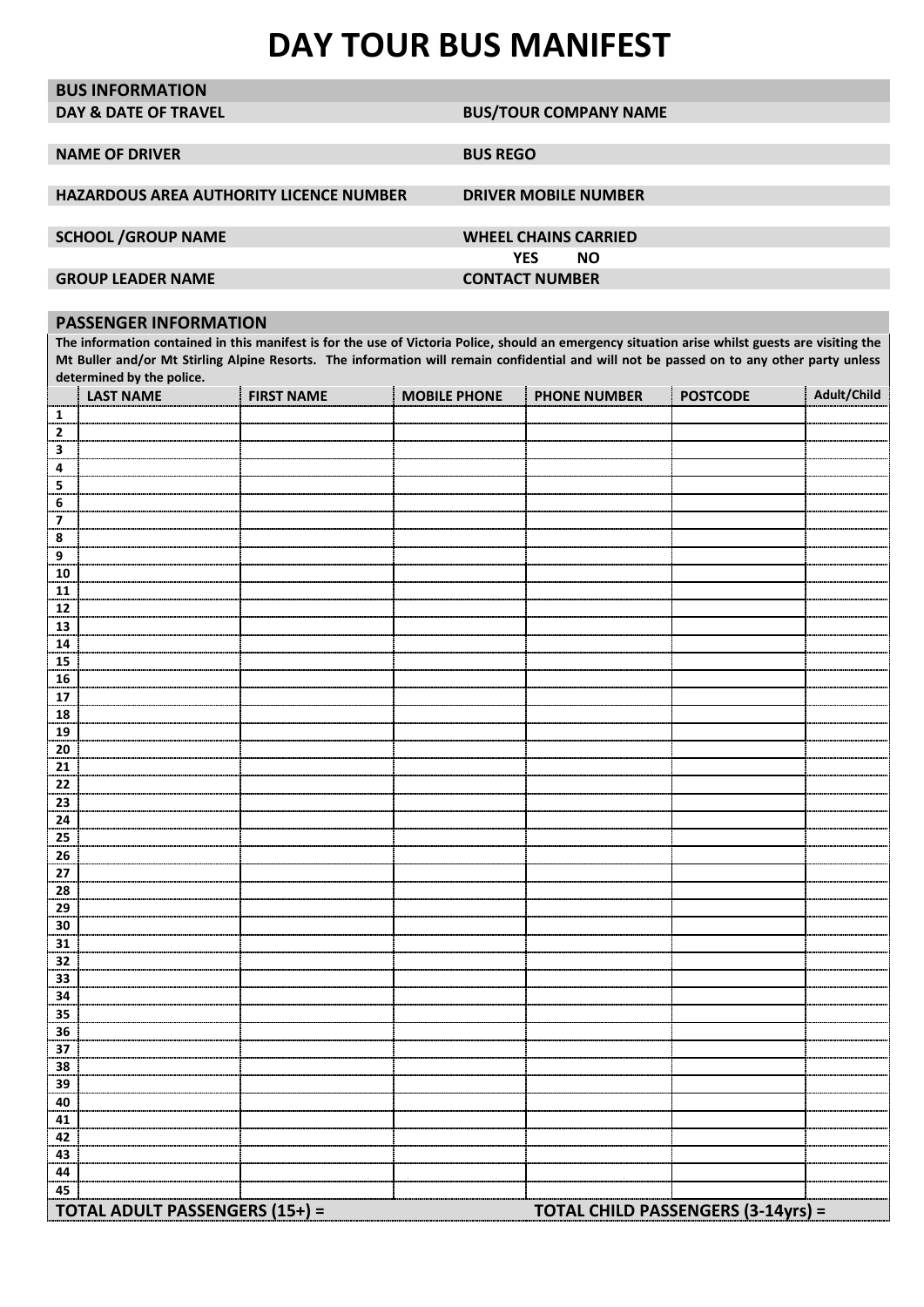# DAY TOUR BUS MANIFEST

## BUS INFORMATION

| | |
|---|---|
| **DAY & DATE OF TRAVEL** | **BUS/TOUR COMPANY NAME** |
| | |
| **NAME OF DRIVER** | **BUS REGO** |
| | |
| **HAZARDOUS AREA AUTHORITY LICENCE NUMBER** | **DRIVER MOBILE NUMBER** |
| | |
| **SCHOOL /GROUP NAME** | **WHEEL CHAINS CARRIED** |
| | **YES NO** |
| **GROUP LEADER NAME** | **CONTACT NUMBER** |

## PASSENGER INFORMATION

**The information contained in this manifest is for the use of Victoria Police, should an emergency situation arise whilst guests are visiting the Mt Buller and/or Mt Stirling Alpine Resorts. The information will remain confidential and will not be passed on to any other party unless determined by the police.**

| | LAST NAME | FIRST NAME | MOBILE PHONE | PHONE NUMBER | POSTCODE | Adult/Child |
|---|---|---|---|---|---|---|
| 1 | | | | | | |
| 2 | | | | | | |
| 3 | | | | | | |
| 4 | | | | | | |
| 5 | | | | | | |
| 6 | | | | | | |
| 7 | | | | | | |
| 8 | | | | | | |
| 9 | | | | | | |
| 10 | | | | | | |
| 11 | | | | | | |
| 12 | | | | | | |
| 13 | | | | | | |
| 14 | | | | | | |
| 15 | | | | | | |
| 16 | | | | | | |
| 17 | | | | | | |
| 18 | | | | | | |
| 19 | | | | | | |
| 20 | | | | | | |
| 21 | | | | | | |
| 22 | | | | | | |
| 23 | | | | | | |
| 24 | | | | | | |
| 25 | | | | | | |
| 26 | | | | | | |
| 27 | | | | | | |
| 28 | | | | | | |
| 29 | | | | | | |
| 30 | | | | | | |
| 31 | | | | | | |
| 32 | | | | | | |
| 33 | | | | | | |
| 34 | | | | | | |
| 35 | | | | | | |
| 36 | | | | | | |
| 37 | | | | | | |
| 38 | | | | | | |
| 39 | | | | | | |
| 40 | | | | | | |
| 41 | | | | | | |
| 42 | | | | | | |
| 43 | | | | | | |
| 44 | | | | | | |
| 45 | | | | | | |

**TOTAL ADULT PASSENGERS (15+) =** **TOTAL CHILD PASSENGERS (3-14yrs) =**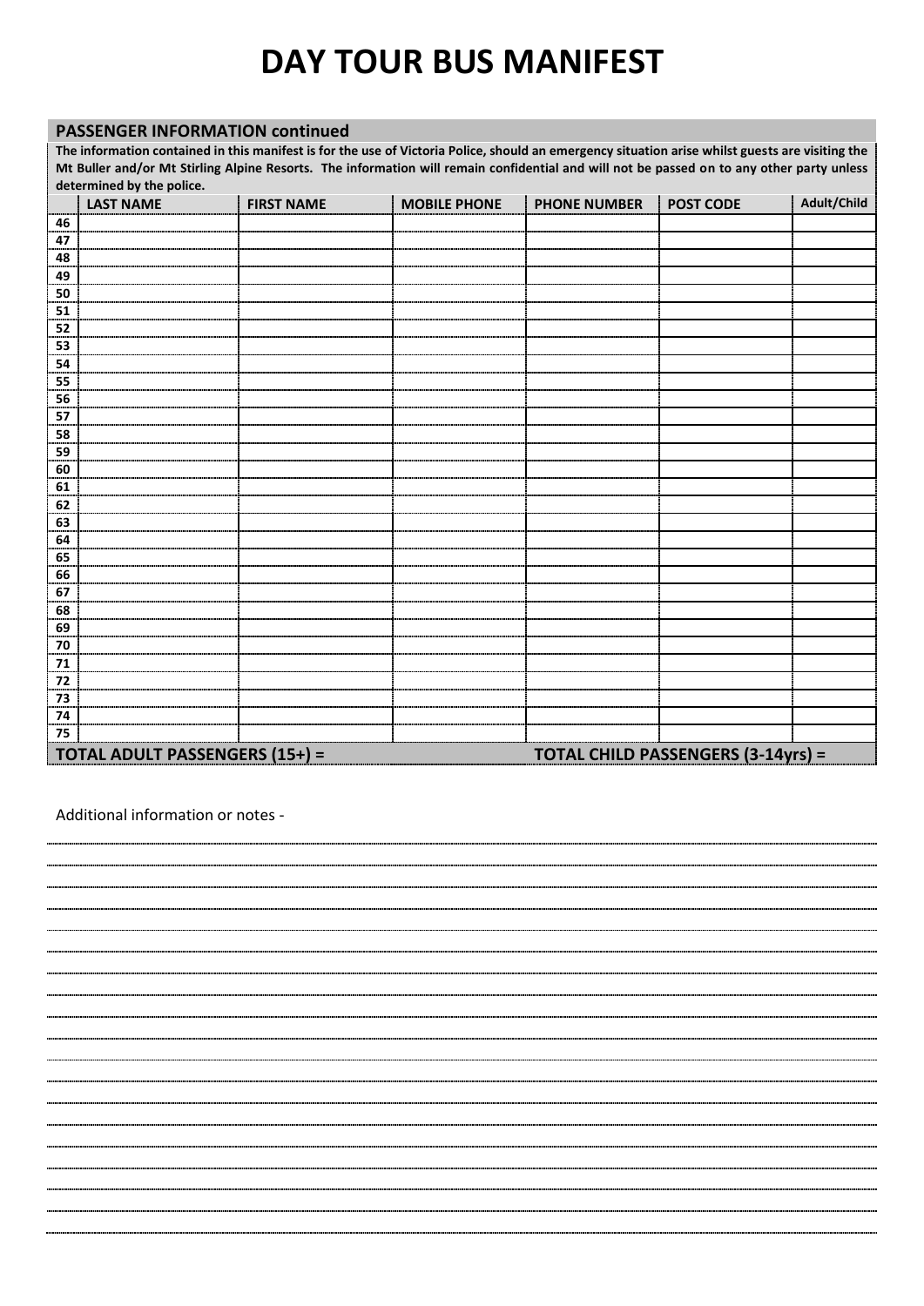# DAY TOUR BUS MANIFEST

**PASSENGER INFORMATION continued**

**The information contained in this manifest is for the use of Victoria Police, should an emergency situation arise whilst guests are visiting the Mt Buller and/or Mt Stirling Alpine Resorts. The information will remain confidential and will not be passed on to any other party unless determined by the police.**

| | LAST NAME | FIRST NAME | MOBILE PHONE | PHONE NUMBER | POST CODE | Adult/Child |
|---|---|---|---|---|---|---|
| 46 | | | | | | |
| 47 | | | | | | |
| 48 | | | | | | |
| 49 | | | | | | |
| 50 | | | | | | |
| 51 | | | | | | |
| 52 | | | | | | |
| 53 | | | | | | |
| 54 | | | | | | |
| 55 | | | | | | |
| 56 | | | | | | |
| 57 | | | | | | |
| 58 | | | | | | |
| 59 | | | | | | |
| 60 | | | | | | |
| 61 | | | | | | |
| 62 | | | | | | |
| 63 | | | | | | |
| 64 | | | | | | |
| 65 | | | | | | |
| 66 | | | | | | |
| 67 | | | | | | |
| 68 | | | | | | |
| 69 | | | | | | |
| 70 | | | | | | |
| 71 | | | | | | |
| 72 | | | | | | |
| 73 | | | | | | |
| 74 | | | | | | |
| 75 | | | | | | |

**TOTAL ADULT PASSENGERS (15+) =** **TOTAL CHILD PASSENGERS (3-14yrs) =**

Additional information or notes -